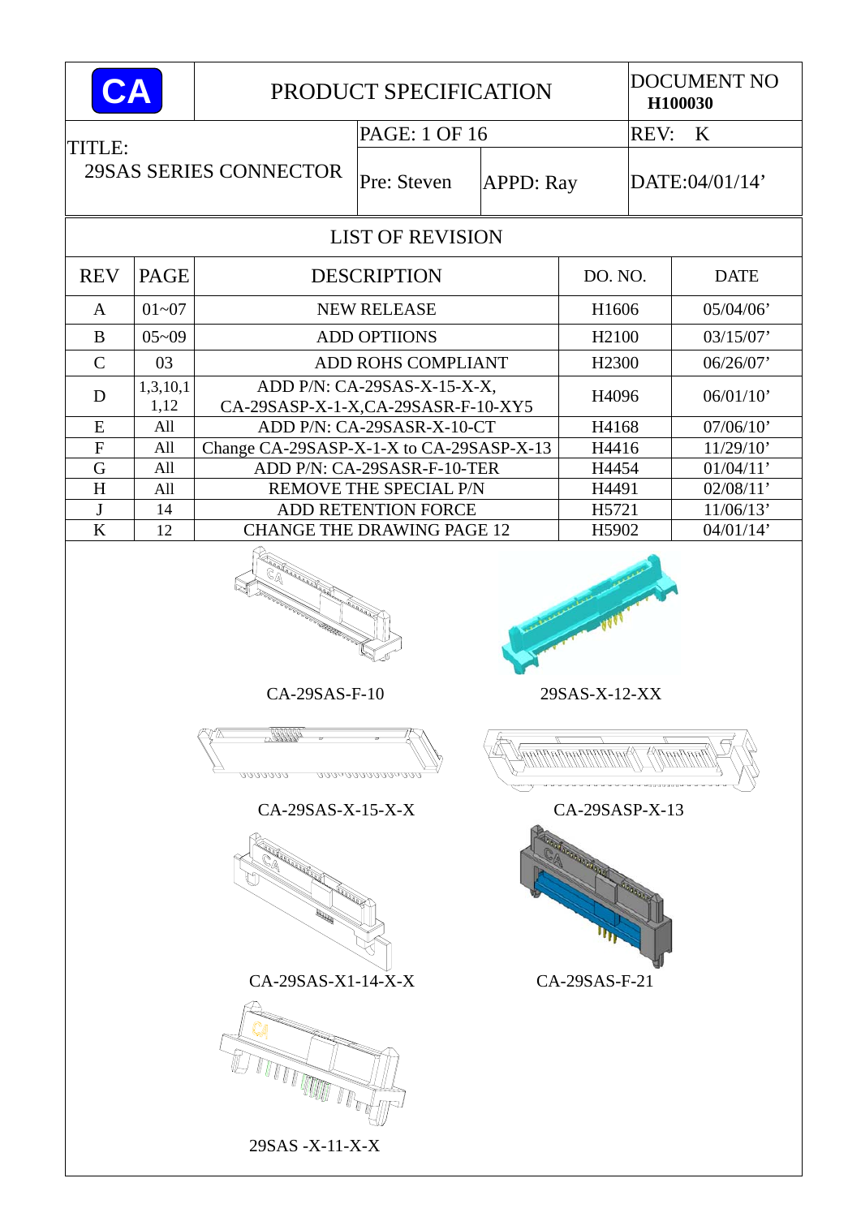| CA | PRODUCT SPECIFICATION | | | DOCUMENT NO **H100030** |
|---|---|---|---|---|
| TITLE: 29SAS SERIES CONNECTOR | | PAGE: 1 OF 16 | | REV: K |
| | | Pre: Steven | APPD: Ray | DATE:04/01/14' |

## LIST OF REVISION

| REV | PAGE | DESCRIPTION | DO. NO. | DATE |
|---|---|---|---|---|
| A | 01~07 | NEW RELEASE | H1606 | 05/04/06' |
| B | 05~09 | ADD OPTIIONS | H2100 | 03/15/07' |
| C | 03 | ADD ROHS COMPLIANT | H2300 | 06/26/07' |
| D | 1,3,10,11,12 | ADD P/N: CA-29SAS-X-15-X-X, CA-29SASP-X-1-X,CA-29SASR-F-10-XY5 | H4096 | 06/01/10' |
| E | All | ADD P/N: CA-29SASR-X-10-CT | H4168 | 07/06/10' |
| F | All | Change CA-29SASP-X-1-X to CA-29SASP-X-13 | H4416 | 11/29/10' |
| G | All | ADD P/N: CA-29SASR-F-10-TER | H4454 | 01/04/11' |
| H | All | REMOVE THE SPECIAL P/N | H4491 | 02/08/11' |
| J | 14 | ADD RETENTION FORCE | H5721 | 11/06/13' |
| K | 12 | CHANGE THE DRAWING PAGE 12 | H5902 | 04/01/14' |

CA-29SAS-F-10

29SAS-X-12-XX

CA-29SAS-X-15-X-X

CA-29SASP-X-13

CA-29SAS-X1-14-X-X

CA-29SAS-F-21

29SAS -X-11-X-X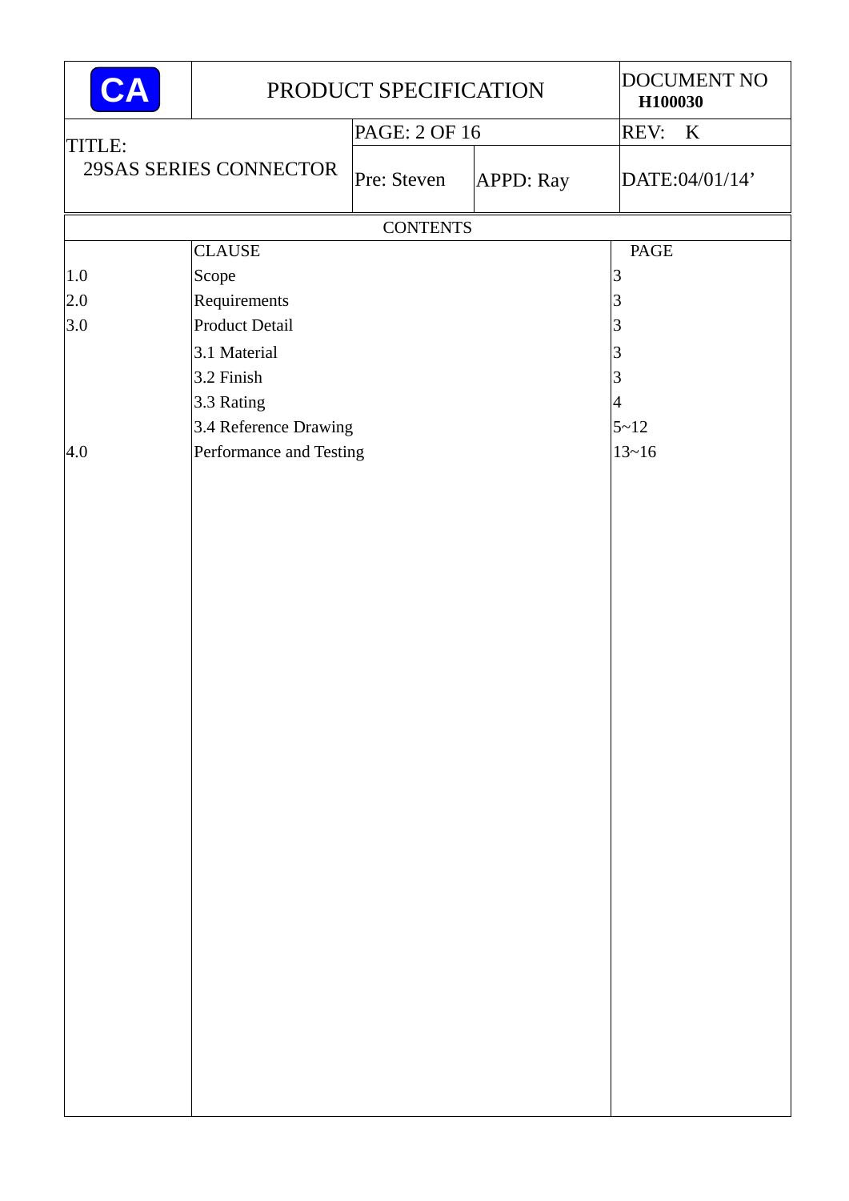## CONTENTS

| | CLAUSE | PAGE |
|---|---|---|
| 1.0 | Scope | 3 |
| 2.0 | Requirements | 3 |
| 3.0 | Product Detail | 3 |
| | 3.1 Material | 3 |
| | 3.2 Finish | 3 |
| | 3.3 Rating | 4 |
| | 3.4 Reference Drawing | 5~12 |
| 4.0 | Performance and Testing | 13~16 |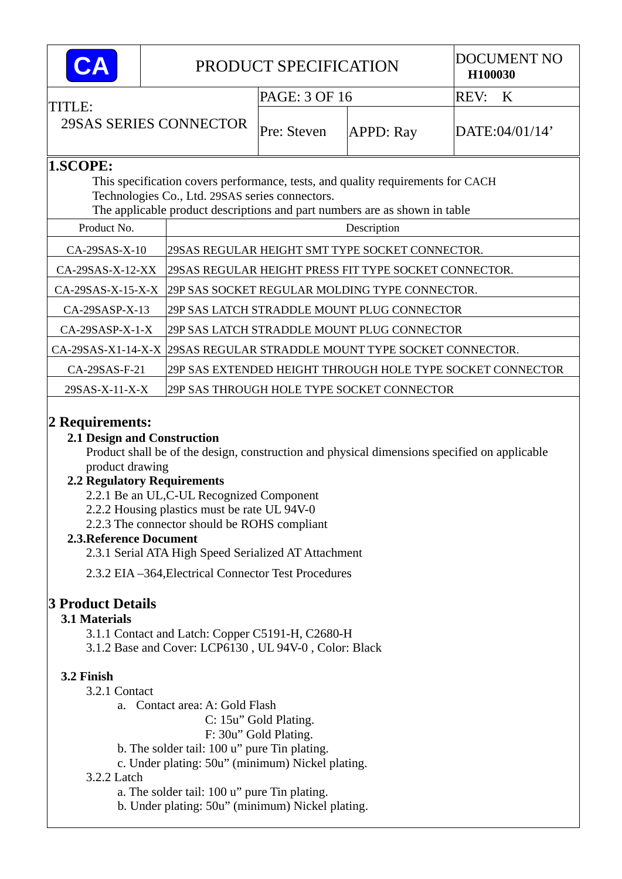| CA | PRODUCT SPECIFICATION | | DOCUMENT NO H100030 |
|---|---|---|---|
| TITLE: 29SAS SERIES CONNECTOR | PAGE: 3 OF 16 | | REV: K |
| | Pre: Steven | APPD: Ray | DATE:04/01/14' |

## 1.SCOPE:

This specification covers performance, tests, and quality requirements for CACH Technologies Co., Ltd. 29SAS series connectors.
The applicable product descriptions and part numbers are as shown in table

| Product No. | Description |
|---|---|
| CA-29SAS-X-10 | 29SAS REGULAR HEIGHT SMT TYPE SOCKET CONNECTOR. |
| CA-29SAS-X-12-XX | 29SAS REGULAR HEIGHT PRESS FIT TYPE SOCKET CONNECTOR. |
| CA-29SAS-X-15-X-X | 29P SAS SOCKET REGULAR MOLDING TYPE CONNECTOR. |
| CA-29SASP-X-13 | 29P SAS LATCH STRADDLE MOUNT PLUG CONNECTOR |
| CA-29SASP-X-1-X | 29P SAS LATCH STRADDLE MOUNT PLUG CONNECTOR |
| CA-29SAS-X1-14-X-X | 29SAS REGULAR STRADDLE MOUNT TYPE SOCKET CONNECTOR. |
| CA-29SAS-F-21 | 29P SAS EXTENDED HEIGHT THROUGH HOLE TYPE SOCKET CONNECTOR |
| 29SAS-X-11-X-X | 29P SAS THROUGH HOLE TYPE SOCKET CONNECTOR |

## 2 Requirements:

### 2.1 Design and Construction

Product shall be of the design, construction and physical dimensions specified on applicable product drawing

### 2.2 Regulatory Requirements

2.2.1 Be an UL,C-UL Recognized Component
2.2.2 Housing plastics must be rate UL 94V-0
2.2.3 The connector should be ROHS compliant

### 2.3.Reference Document

2.3.1 Serial ATA High Speed Serialized AT Attachment

2.3.2 EIA –364,Electrical Connector Test Procedures

## 3 Product Details

### 3.1 Materials

3.1.1 Contact and Latch: Copper C5191-H, C2680-H
3.1.2 Base and Cover: LCP6130 , UL 94V-0 , Color: Black

### 3.2 Finish

3.2.1 Contact

a. Contact area: A: Gold Flash
C: 15u" Gold Plating.
F: 30u" Gold Plating.

b. The solder tail: 100 u" pure Tin plating.

c. Under plating: 50u" (minimum) Nickel plating.

3.2.2 Latch

a. The solder tail: 100 u" pure Tin plating.

b. Under plating: 50u" (minimum) Nickel plating.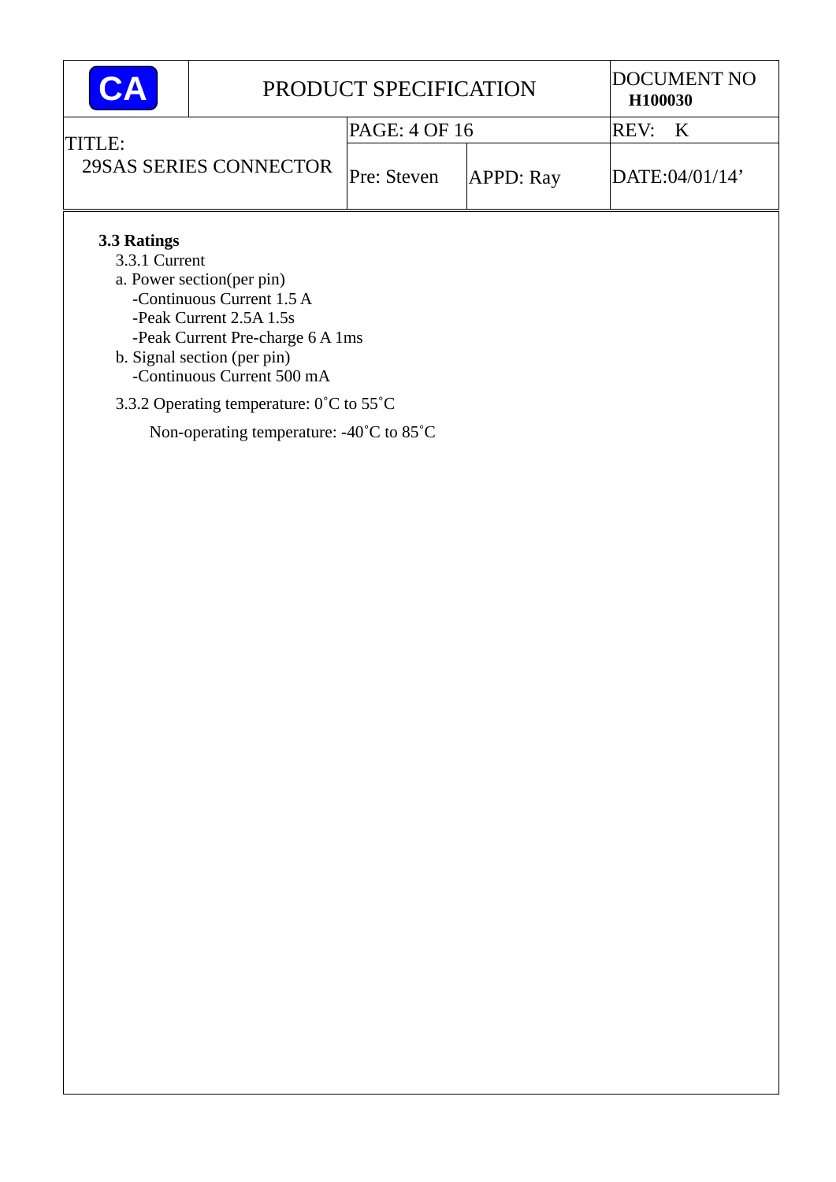**3.3 Ratings**

3.3.1 Current

a. Power section(per pin)

- -Continuous Current 1.5 A
- -Peak Current 2.5A 1.5s
- -Peak Current Pre-charge 6 A 1ms

b. Signal section (per pin)

- -Continuous Current 500 mA

3.3.2 Operating temperature: 0˚C to 55˚C

Non-operating temperature: -40˚C to 85˚C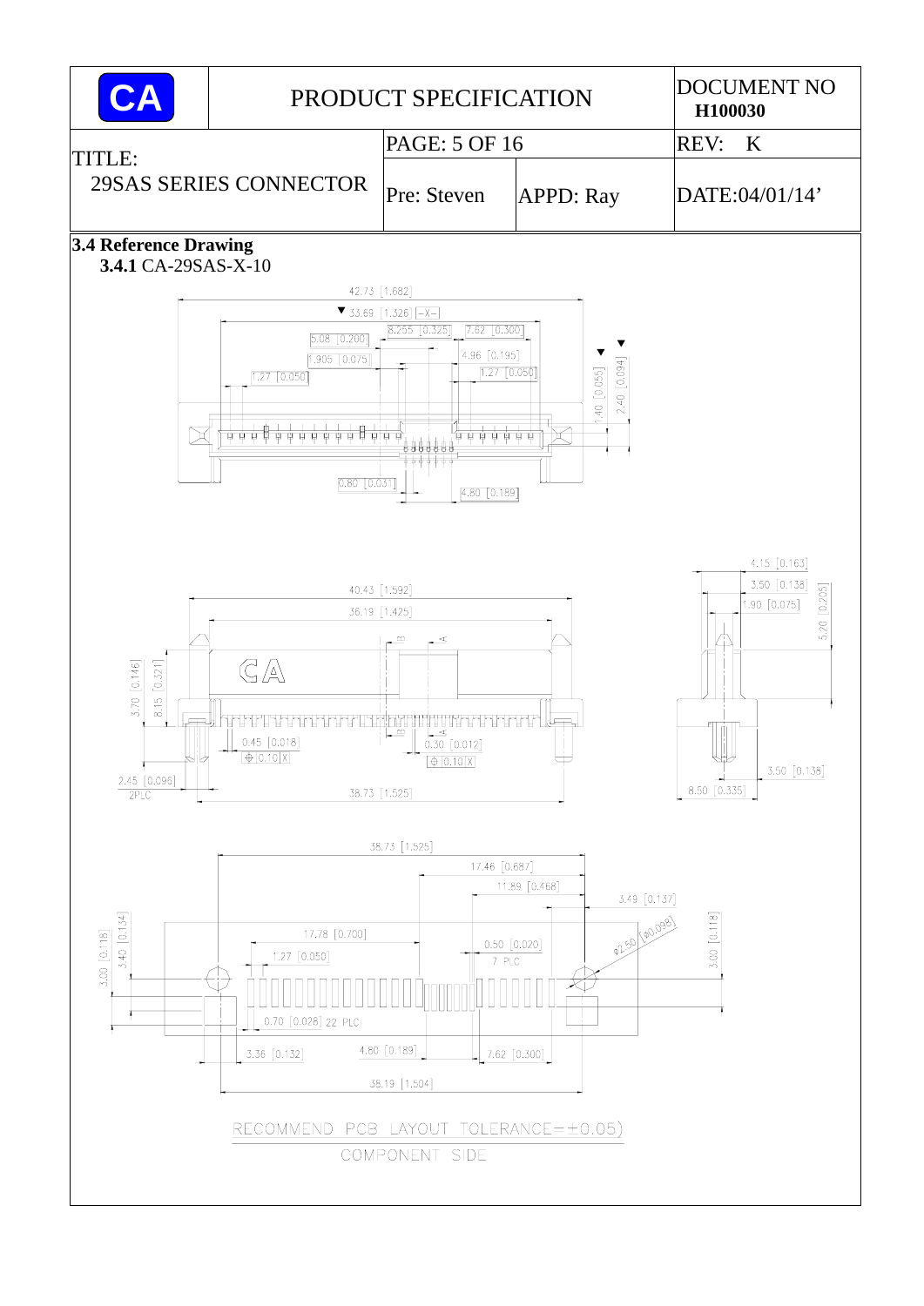## 3.4 Reference Drawing

**3.4.1** CA-29SAS-X-10

42.73 [1.682]

33.69 [1.326] [-X-]

8.255 [0.325]

7.62 [0.300]

5.08 [0.200]

4.96 [0.195]

1.905 [0.075]

1.27 [0.050]

1.27 [0.050]

1.40 [0.055]

2.40 [0.094]

0.80 [0.031]

4.80 [0.189]

4.15 [0.163]

3.50 [0.138]

1.90 [0.075]

5.20 [0.205]

40.43 [1.592]

36.19 [1.425]

3.70 [0.146]

8.15 [0.321]

0.45 [0.018]

⊕ 0.10 X

0.30 [0.012]

⊕ 0.10 X

2.45 [0.096] 2PLC

38.73 [1.525]

3.50 [0.138]

8.50 [0.335]

38.73 [1.525]

17.46 [0.687]

11.89 [0.468]

3.49 [0.137]

3.00 [0.118]

3.40 [0.134]

17.78 [0.700]

1.27 [0.050]

0.50 [0.020] 7 PLC

ø2.50 [ø0.098]

3.00 [0.118]

0.70 [0.028] 22 PLC

3.36 [0.132]

4.80 [0.189]

7.62 [0.300]

38.19 [1.504]

RECOMMEND PCB LAYOUT TOLERANCE=±0.05)

COMPONENT SIDE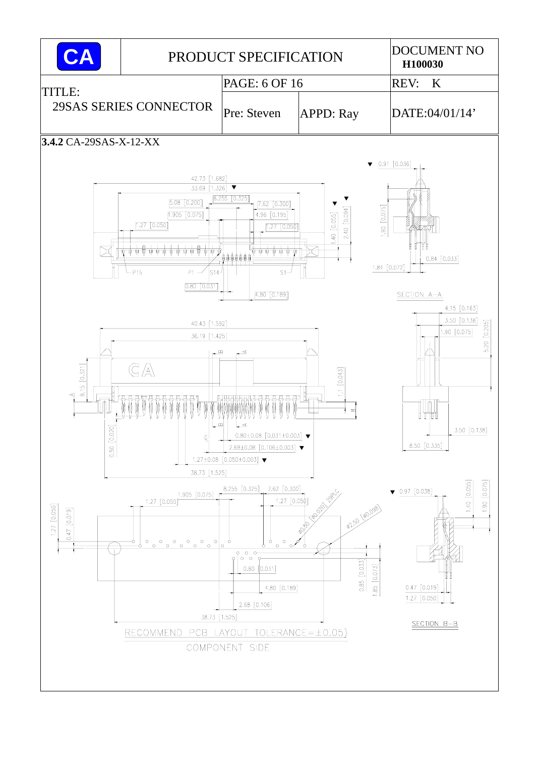| CA | PRODUCT SPECIFICATION | | DOCUMENT NO **H100030** |
|---|---|---|---|
| TITLE: 29SAS SERIES CONNECTOR | PAGE: 6 OF 16 | | REV: K |
| | Pre: Steven | APPD: Ray | DATE:04/01/14' |

**3.4.2** CA-29SAS-X-12-XX

42.73 [1.682]
33.69 [1.326]
8.255 [0.325]
5.08 [0.200]
7.62 [0.300]
1.905 [0.075]
4.96 [0.195]
1.27 [0.050]
1.27 [0.050]
1.40 [0.055]
2.40 [0.094]
P15 P1 S14 S1
0.80 [0.031]
4.80 [0.189]

0.91 [0.036]
1.90 [0.075]
0.84 [0.033]
1.84 [0.072]
SECTION A–A

40.43 [1.592]
36.19 [1.425]
8.15 [0.321]
1.1 [0.043]
0.50 [0.020]
0.80±0.08 [0.031±0.003]
2.68±0.08 [0.106±0.003]
1.27±0.08 [0.050±0.003]
38.73 [1.525]

4.15 [0.163]
3.50 [0.138]
1.90 [0.075]
5.20 [0.205]
3.50 [0.138]
8.50 [0.335]

8.255 [0.325]
7.62 [0.300]
1.905 [0.075]
1.27 [0.050]
1.27 [0.050]
1.27 [0.050]
0.47 [0.019]
Ø0.50 [Ø0.020] 29PLC
Ø2.50 [Ø0.098]
0.80 [0.031]
4.80 [0.189]
0.85 [0.033]
1.85 [0.073]
2.68 [0.106]
38.73 [1.525]
RECOMMEND PCB LAYOUT (TOLERANCE=±0.05)
COMPONENT SIDE

0.97 [0.038]
1.40 [0.055]
1.90 [0.075]
0.47 [0.019]
1.27 [0.050]
SECTION B–B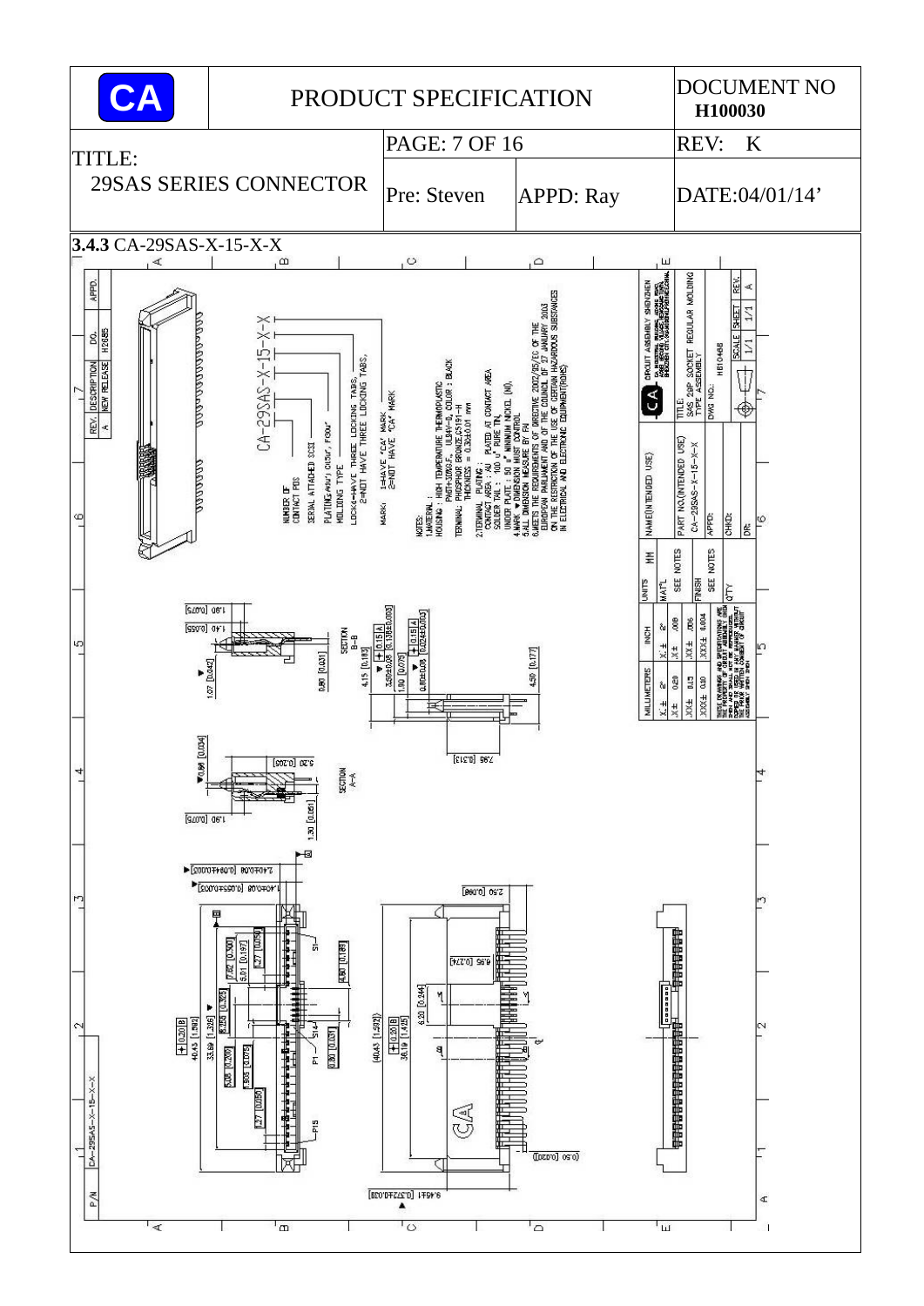## 3.4.3 CA-29SAS-X-15-X-X

CA-29SAS-X-15-X-X

- NUMBER OF CONTACT POS
- SERIAL ATTACHED SCSI
- PLATING:"AU", G(30u", F(30u"
- MOLDING TYPE
- LOCK:1=HAVE THREE LOCKING TABS, 2=NOT HAVE THREE LOCKING TABS.
- MARK: 1=HAVE "CA" MARK, 2=NOT HAVE "CA" MARK

NOTES:

1. MATERIAL:
   HOUSING : HIGH TEMPERATURE THERMOPLASTIC PA6T+30%G.F., UL94V-0, COLOR : BLACK
   TERMINAL: PHOSPHOR BRONZE,C5191-H THICKNESS = 0.30±0.01 mm
2. TERMINAL PLATING :
   CONTACT AREA : AU PLATED AT CONTACT AREA
   SOLDER TAIL : 100 u" PURE TIN
   UNDER PLATE : 50 u" MINIMUM NICKEL (NI).
4. MARK ▼ DIMENSION MUST CONTROL
5. ALL DIMENSION MEASURE BY FAI
6. MEETS THE REQUIREMENTS OF DIRECTIVE 2002/95/EC OF THE EUROPEAN PARLIAMENT AND OF THE COUNCIL OF 27 JANUARY 2003 ON THE RESTRICTION OF THE USE OF CERTAIN HAZARDOUS SUBSTANCES IN ELECTRICAL AND ELECTRONIC EQUIPMENT(ROHS)

| REV. | DESCRIPTION | DO. | APPD. |
|---|---|---|---|
| A | NEW RELEASE | H2685 | |

| UNITS | MM | NAME(INTENDED USE) | TITLE: SAS 29P SOCKET REGULAR MOLDING TYPE ASSEMBLY |
|---|---|---|---|
| MATL | SEE NOTES | PART NO.(INTENDED USE) CA-29SAS-X-15-X-X | DWG NO.: H81046B |
| FINISH | SEE NOTES | APPD: | SCALE 1/1 |
| QTY | | CHKD: | SHEET 1/1 |
| | | DR: | REV. A |

| MILLIMETERS | INCH |
|---|---|
| X.± 0.29 | X± .008 |
| XX± 0.15 | XX± .006 |
| XXX± 0.10 | XXX± 0.004 |
| ∠± 2° | ∠± 2° |

THESE DRAWINGS AND SPECIFICATIONS ARE THE PROPERTY OF CIRCUIT ASSEMBLY SHENZHEN CORP. AND SHALL NOT BE REPRODUCED, COPIED OR USED IN ANY MANNER WITHOUT THE PRIOR WRITTEN CONSENT OF CIRCUIT ASSEMBLY SHENZHEN.

SECTION B-B; SECTION A-A

Dimensions: 1.80 [0.071]; 1.40 [0.055]; 1.07 [0.042]; 0.80 [0.031]; 4.15 [0.163]; 3.50±0.08 [0.138±0.003]; 1.90 [0.075]; 0.60±0.08 [0.024±0.003]; 4.50 [0.177]; 7.95 [0.313]; 0.86 [0.034]; 5.20 [0.205]; 1.90 [0.075]; 1.30 [0.051]; 2.40±0.08 [0.094±0.003]; 1.40±0.08 [0.055±0.003]; 2.50 [0.098]; 9.56 [0.376]; 6.20 [0.244]; 40.43 [1.592]; 36.19 [1.425]; 33.69 [1.326]; 8.255 [0.325]; 7.62 [0.300]; 5.01 [0.197]; 1.27 [0.050]; 4.80 [0.189]; 0.80 [0.031]; 5.08 [0.200]; 1.905 [0.075]; 1.27 [0.050]; 0.50 [0.020]; 9.45±1 [0.372±0.039]; 0.20 B

S1, S7, S14, P1, P15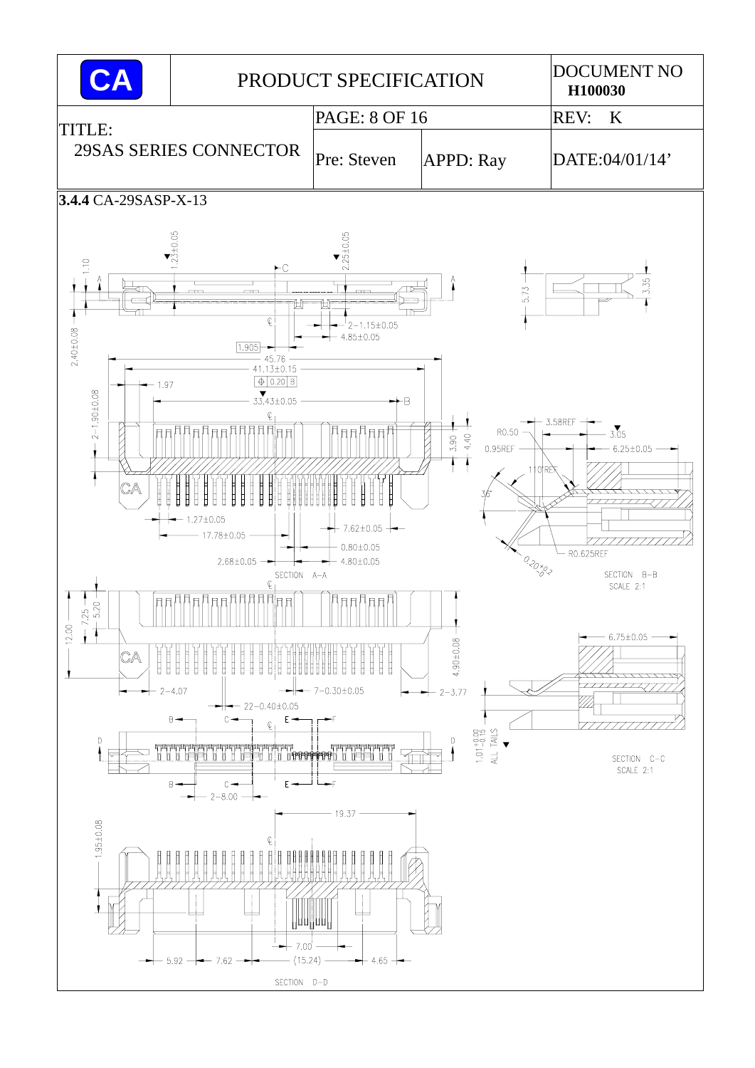| CA | PRODUCT SPECIFICATION | | DOCUMENT NO H100030 |
|---|---|---|---|
| TITLE: 29SAS SERIES CONNECTOR | PAGE: 8 OF 16 | | REV: K |
| | Pre: Steven | APPD: Ray | DATE:04/01/14' |

**3.4.4** CA-29SASP-X-13

SECTION A-A

SECTION B-B SCALE 2:1

SECTION C-C SCALE 2:1

SECTION D-D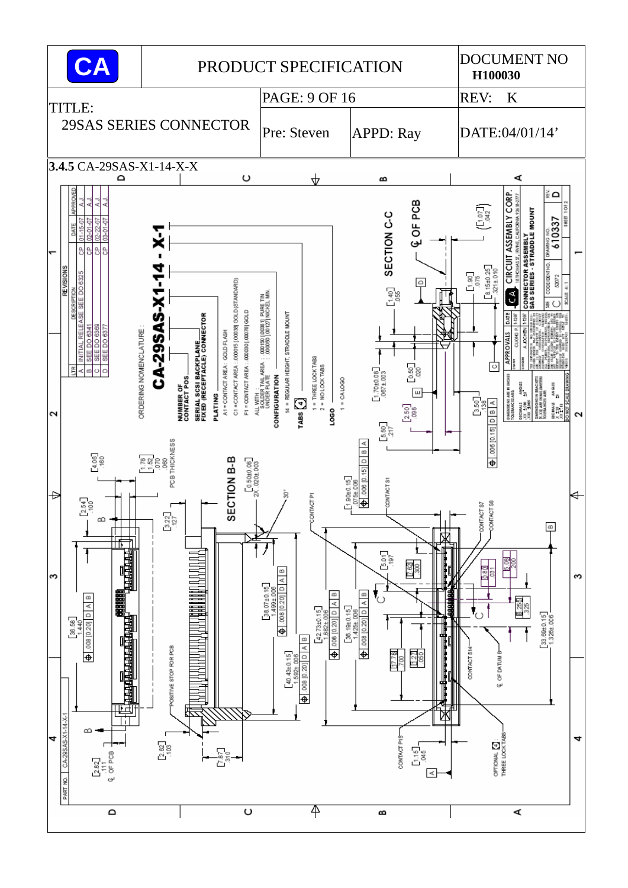### 3.4.5 CA-29SAS-X1-14-X-X

ORDERING NOMENCLATURE :

**CA-29SAS-X1-14 - X-1**

NUMBER OF CONTACT POS

SERIAL SCSI BACKPLANE FIXED (RECEPTACLE) CONNECTOR

PLATING

A1 = CONTACT AREA : GOLD FLASH

C1 = CONTACT AREA : .000015 [.00038] GOLD (STANDARD)

F1 = CONTACT AREA : .000030 [.00076] GOLD

ALL WITH : SOLDER TAIL AREA : .000150 [.00381] PURE TIN
UNDER PLATE : .000050 [.00127] NICKEL MIN.

CONFIGURATION

14 = REGULAR HEIGHT, STRADDLE MOUNT

TABS

1 = THREE LOCK TABS
2 = NO LOCK TABS

LOGO

1 = CA LOGO

| LTR | DESCRIPTION | | DATE | APPROVED |
|---|---|---|---|---|
| A | INITIAL RELEASE SEE DO 6325 | CP | 01-15-07 | A.J. |
| B | SEE DO 6341 | CP | 02-01-07 | A.J. |
| C | SEE DO 6369 | CP | 02-22-07 | A.J. |
| D | SEE DO 6377 | CP | 03-01-07 | A.J. |

SECTION B-B

SECTION C-C

℄ OF PCB

PCB THICKNESS

POSITIVE STOP FOR PCB

OPTIONAL THREE LOCK TABS

CONTACT P1, CONTACT P15, CONTACT S1, CONTACT S7, CONTACT S8, CONTACT S14

℄ OF DATUM B

PART NO. CA-29SAS-X1-14-X-1

CIRCUIT ASSEMBLY CORP.

CONNECTOR ASSEMBLY SAS SERIES - STRADDLE MOUNT

DRAWING NO. 610337 REV. D

SCALE 4:1 SHEET 1 OF 2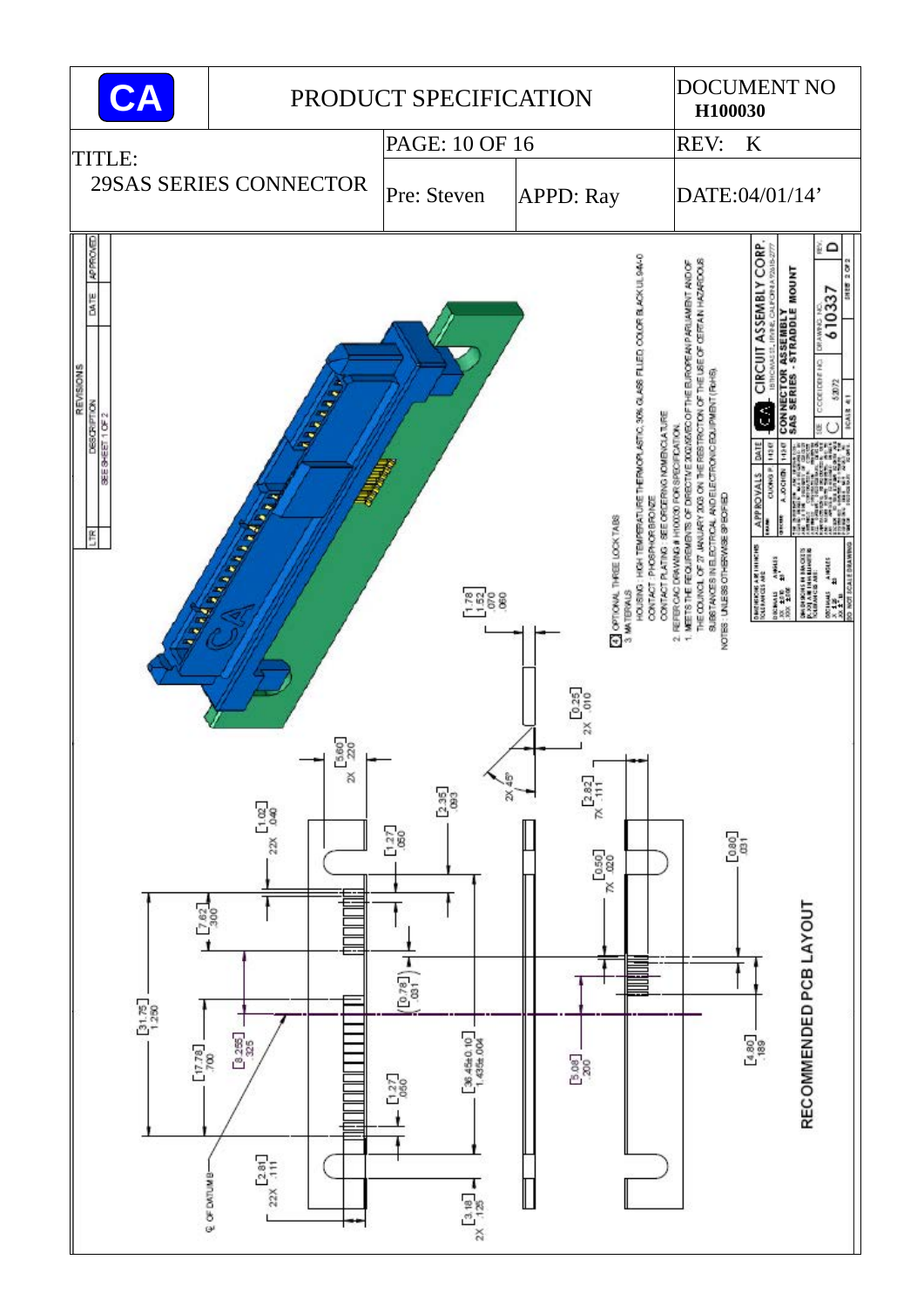| CA | PRODUCT SPECIFICATION | | DOCUMENT NO **H100030** |
|---|---|---|---|
| TITLE: 29SAS SERIES CONNECTOR | PAGE: 10 OF 16 | | REV: K |
| | Pre: Steven | APPD: Ray | DATE:04/01/14' |

REVISIONS

| LTR | DESCRIPTION | DATE | APPROVED |
|---|---|---|---|
| | SEE SHEET 1 OF 2 | | |

NOTES : UNLESS OTHERWISE SPECIFIED

1. MEETS THE REQUIREMENTS OF DIRECTIVE 2002/95/EC OF THE EUROPEAN PARLIAMENT AND OF THE COUNCIL OF 27 JANUARY 2003 ON THE RESTRICTION OF THE USE OF CERTAIN HAZARDOUS SUBSTANCES IN ELECTRICAL AND ELECTRONIC EQUIPMENT (RoHS)
2. REFER CAC DRAWING # H100030 FOR SPECIFICATION.
3. MATERIALS:
   - HOUSING : HIGH TEMPERATURE THERMOPLASTIC, 30% GLASS FILLED COLOR BLACK UL 94V-0
   - CONTACT : PHOSPHOR BRONZE
   - CONTACT PLATING : SEE ORDERING NOMENCLATURE
4. OPTIONAL THREE LOCK TABS

RECOMMENDED PCB LAYOUT

Dimensions: [1.78] .070, [1.52] .060, [0.25] 2X .010, [5.60] 2X .220, 2X 45°, [2.82] 7X .111, [1.02] 22X .040, [2.35] .093, [1.27] .050, [0.50] 7X .020, [0.80] .031, [7.62] .300, [0.78] .031, [31.75] 1.250, [17.78] .700, [8.255] .325, [36.45±0.10] 1.435±.004, [5.08] .200, [4.80] .189, [1.27] .050, [2.81] 22X .111, [3.18] 2X .125, ℄ OF DATUM B

CIRCUIT ASSEMBLY CORP. — CONNECTOR ASSEMBLY SAS SERIES - STRADDLE MOUNT

| SIZE | C/CODE IDENT NO. | DRAWING NO. | REV. |
|---|---|---|---|
| C | 53072 | 610337 | D |
| SCALE 4:1 | | | SHEET 2 OF 2 |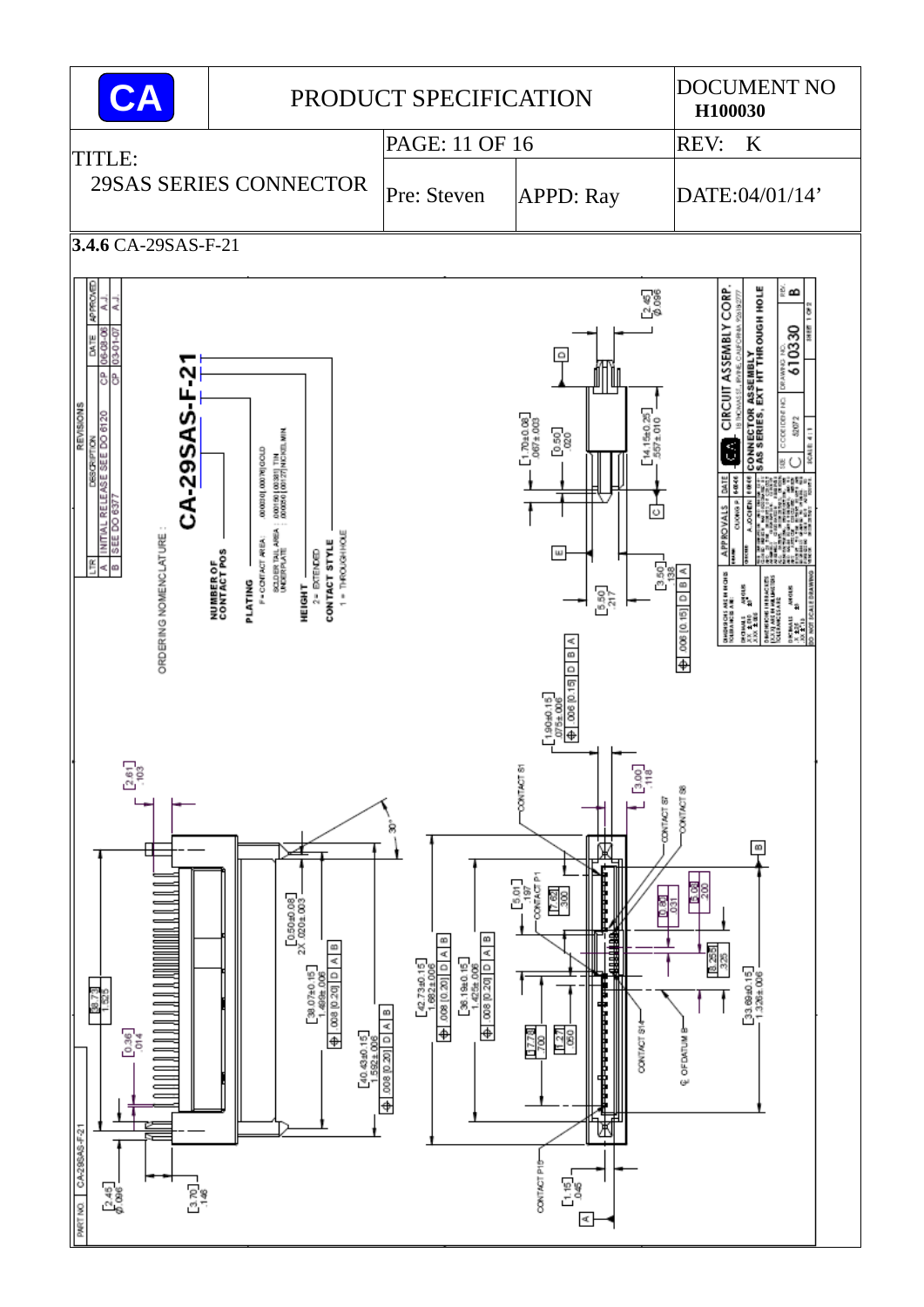| PRODUCT SPECIFICATION | | | DOCUMENT NO H100030 |
|---|---|---|---|
| TITLE: 29SAS SERIES CONNECTOR | PAGE: 11 OF 16 | | REV: K |
| | Pre: Steven | APPD: Ray | DATE:04/01/14' |

**3.4.6** CA-29SAS-F-21

| REVISIONS | | | | |
|---|---|---|---|---|
| LTR | DESCRIPTION | CP | DATE | APPROVED |
| A | INITIAL RELEASE SEE DO 6120 | CP | 06-08-06 | A.J. |
| B | SEE DO 6377 | CP | 03-01-07 | A.J. |

ORDERING NOMENCLATURE :

CA-29SAS-F-21

- NUMBER OF CONTACT POS
- PLATING
  - F = CONTACT AREA : .000030 [.00076] GOLD
  - SOLDER TAIL AREA : .000150 [.00381] TIN
  - UNDERPLATE : .000050 [.00127] NICKEL MIN
- HEIGHT
  - 2 = EXTENDED
- CONTACT STYLE
  - 1 = THROUGH HOLE

Dimensions: [2.45] Ø.096; [1.70±0.08] .067±.003; [0.50] .020; [14.15±0.25] .557±.010; [3.50] .138; [5.50] .217; ⌖ .006 [0.15] D B A; [1.90±0.15] .075±.006; ⌖ .006 [0.15] D B A; [2.61] .103; 30°; [0.50±0.08] 2X .020±.003; [38.07±0.15] 1.499±.006 ⌖ .008 [0.20] D A B; [40.43±0.15] 1.592±.006 ⌖ .008 [0.20] D A B; [42.73±0.15] 1.682±.006 ⌖ .008 [0.20] D A B; [36.19±0.15] 1.425±.006 ⌖ .008 [0.20] D A B; [38.73] 1.525; [0.36] .014; [2.45] Ø.096; [3.70] .146; [5.01] .197; [7.62] .300; [17.78] .700; [1.27] .050; [0.80] .031; [5.08] .200; [8.25] .325; [33.68±0.15] 1.326±.006; [3.00] .118; [1.15] .045

CONTACT S1, CONTACT S7, CONTACT S8, CONTACT P1, CONTACT S14, CONTACT P15, ℄ OF DATUM B

PART NO. CA-29SAS-F-21

CIRCUIT ASSEMBLY CORP.

CONNECTOR ASSEMBLY SAS SERIES, EXT HT THROUGH HOLE

| SIZE | CODE IDENT NO | DRAWING NO | REV |
|---|---|---|---|
| C | 52072 | 610330 | B |

SCALE 4:1 — SHEET 1 OF 2

DO NOT SCALE DRAWING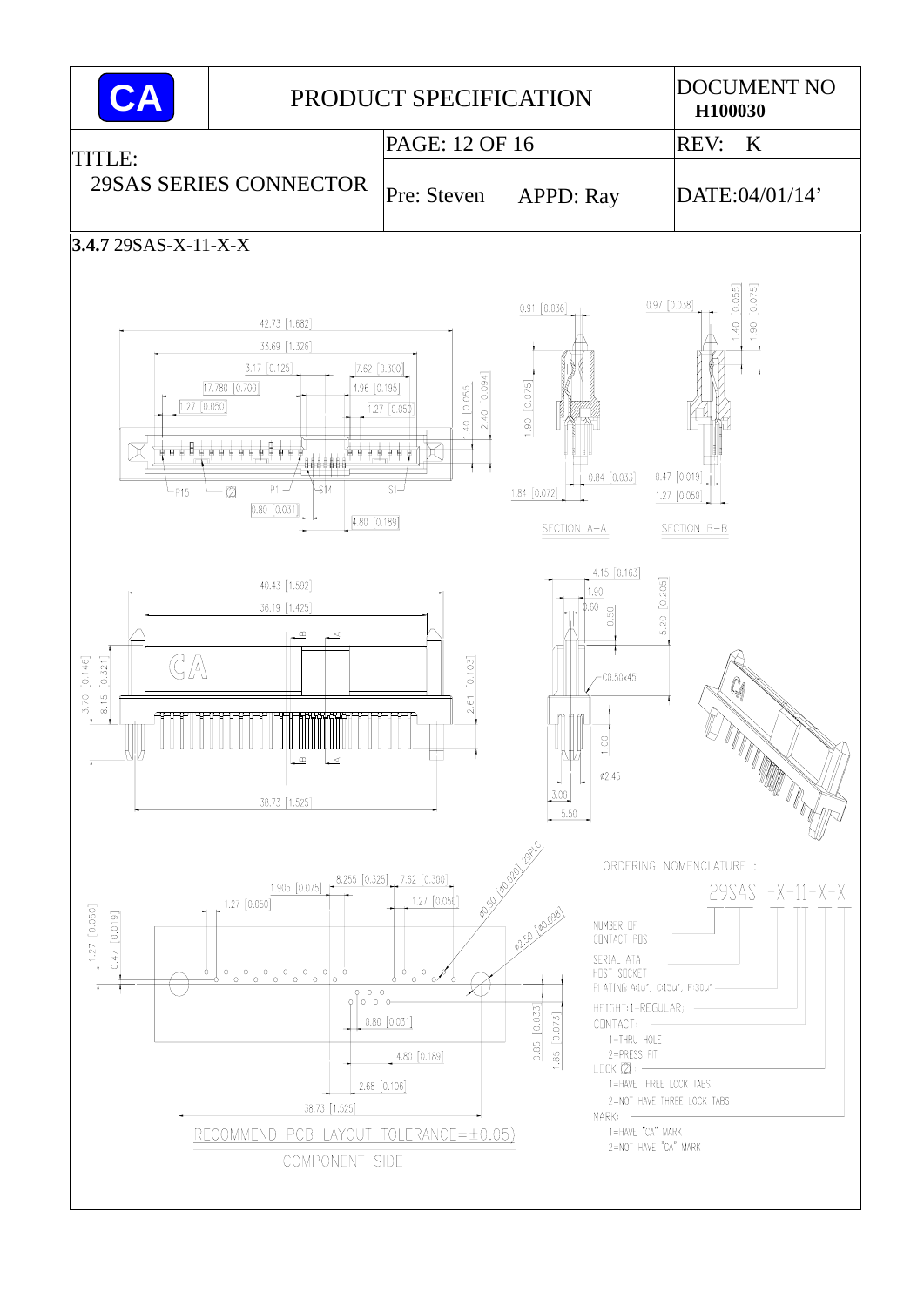| CA | PRODUCT SPECIFICATION | | | DOCUMENT NO H100030 |
|---|---|---|---|---|
| TITLE: 29SAS SERIES CONNECTOR | PAGE: 12 OF 16 | | | REV: K |
| | Pre: Steven | APPD: Ray | | DATE:04/01/14' |

**3.4.7** 29SAS-X-11-X-X

42.73 [1.682]
33.69 [1.326]
3.17 [0.125]
7.62 [0.300]
17.780 [0.700]
4.96 [0.195]
1.27 [0.050]
1.27 [0.050]
1.40 [0.055]
2.40 [0.094]
P15
(2)
P1
S14
S1
0.80 [0.031]
4.80 [0.189]

0.91 [0.036]
1.90 [0.075]
0.84 [0.033]
1.84 [0.072]
SECTION A–A

0.97 [0.038]
1.40 [0.055]
1.90 [0.075]
0.47 [0.019]
1.27 [0.050]
SECTION B–B

40.43 [1.592]
36.19 [1.425]
3.70 [0.146]
8.15 [0.321]
2.61 [0.103]
38.73 [1.525]

4.15 [0.163]
1.90
0.60
0.50
5.20 [0.205]
C0.50x45°
1.00
Ø2.45
3.00
5.50

1.905 [0.075]
8.255 [0.325]
7.62 [0.300]
1.27 [0.050]
1.27 [0.050]
1.27 [0.050]
0.47 [0.019]
Ø0.50 [Ø0.020] 29PLC
Ø2.50 [Ø0.098]
0.80 [0.031]
0.85 [0.033]
1.85 [0.073]
4.80 [0.189]
2.68 [0.106]
38.73 [1.525]

RECOMMEND PCB LAYOUT TOLERANCE=±0.05)

COMPONENT SIDE

ORDERING NOMENCLATURE :

29SAS -X-11-X-X

- NUMBER OF CONTACT POS
- SERIAL ATA HOST SOCKET
- PLATING:Au1u", G15u", F30u"
- HEIGHT:1=REGULAR,
- CONTACT:
  - 1=THRU HOLE
  - 2=PRESS FIT
- LOCK (2):
  - 1=HAVE THREE LOCK TABS
  - 2=NOT HAVE THREE LOCK TABS
- MARK:
  - 1=HAVE "CA" MARK
  - 2=NOT HAVE "CA" MARK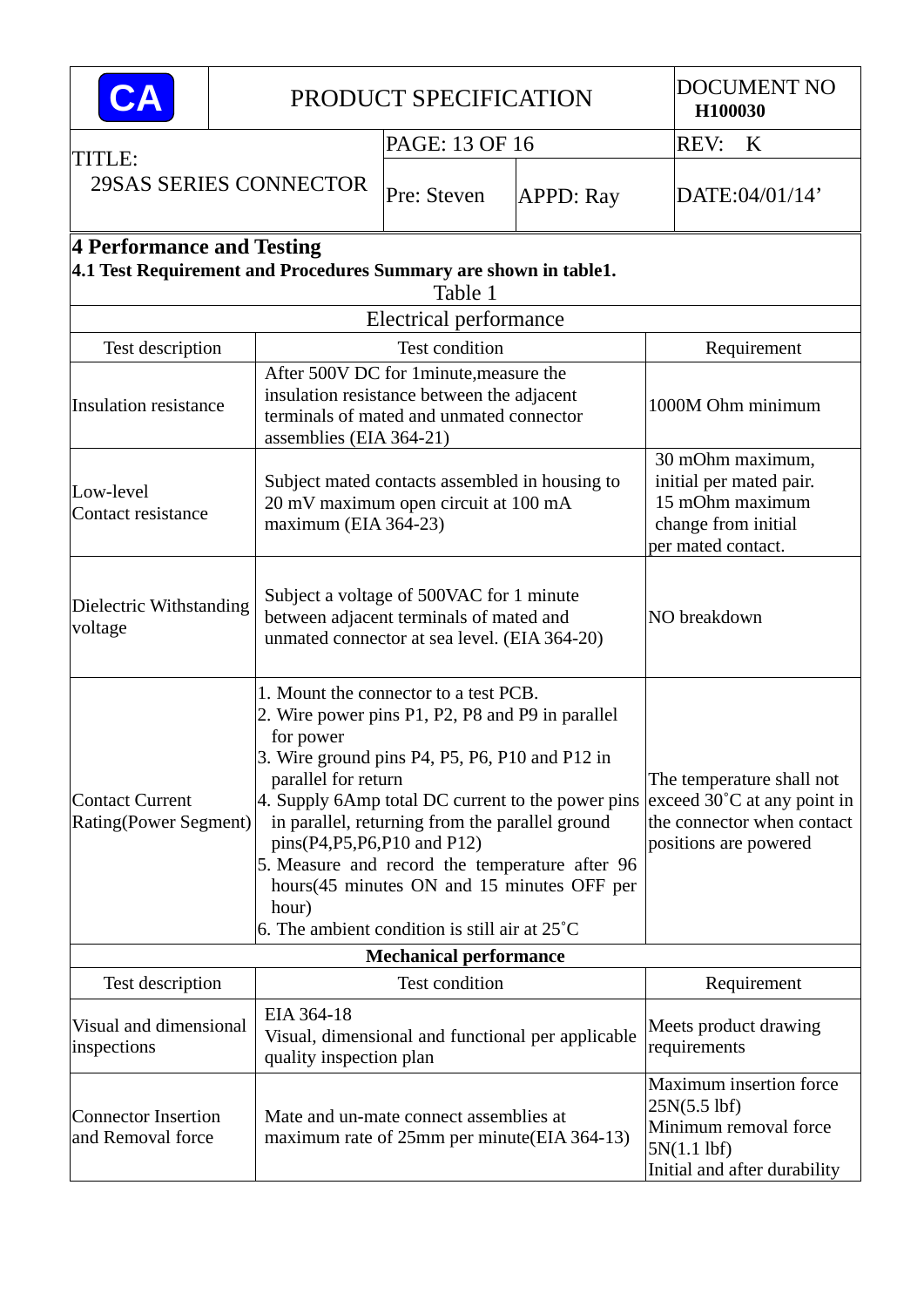## 4 Performance and Testing

**4.1 Test Requirement and Procedures Summary are shown in table1.**

Table 1

| Electrical performance | | |
|---|---|---|
| Test description | Test condition | Requirement |
| Insulation resistance | After 500V DC for 1minute,measure the insulation resistance between the adjacent terminals of mated and unmated connector assemblies (EIA 364-21) | 1000M Ohm minimum |
| Low-level Contact resistance | Subject mated contacts assembled in housing to 20 mV maximum open circuit at 100 mA maximum (EIA 364-23) | 30 mOhm maximum, initial per mated pair. 15 mOhm maximum change from initial per mated contact. |
| Dielectric Withstanding voltage | Subject a voltage of 500VAC for 1 minute between adjacent terminals of mated and unmated connector at sea level. (EIA 364-20) | NO breakdown |
| Contact Current Rating(Power Segment) | 1. Mount the connector to a test PCB.<br>2. Wire power pins P1, P2, P8 and P9 in parallel for power<br>3. Wire ground pins P4, P5, P6, P10 and P12 in parallel for return<br>4. Supply 6Amp total DC current to the power pins in parallel, returning from the parallel ground pins(P4,P5,P6,P10 and P12)<br>5. Measure and record the temperature after 96 hours(45 minutes ON and 15 minutes OFF per hour)<br>6. The ambient condition is still air at 25˚C | The temperature shall not exceed 30˚C at any point in the connector when contact positions are powered |
| **Mechanical performance** | | |
| Test description | Test condition | Requirement |
| Visual and dimensional inspections | EIA 364-18<br>Visual, dimensional and functional per applicable quality inspection plan | Meets product drawing requirements |
| Connector Insertion and Removal force | Mate and un-mate connect assemblies at maximum rate of 25mm per minute(EIA 364-13) | Maximum insertion force 25N(5.5 lbf)<br>Minimum removal force 5N(1.1 lbf)<br>Initial and after durability |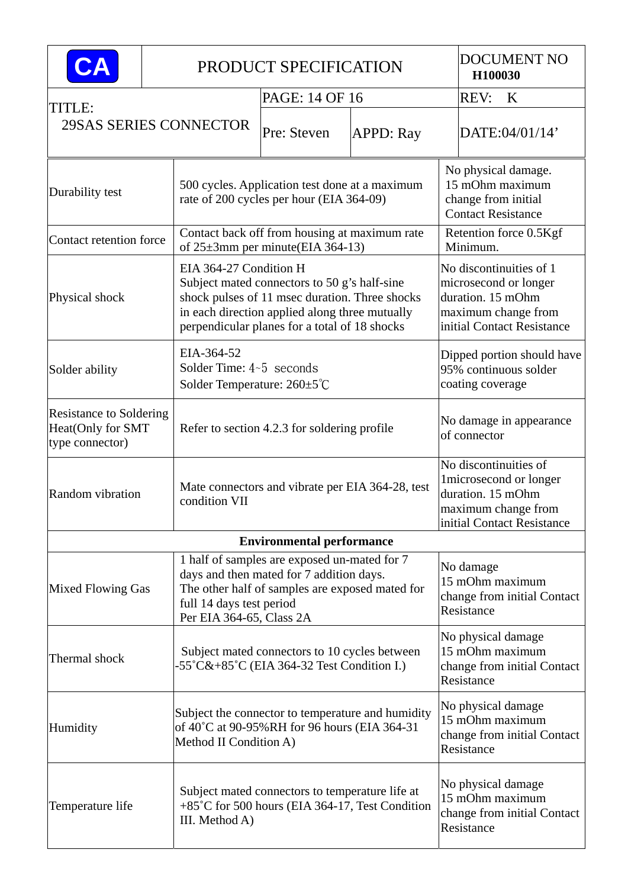| | | |
|---|---|---|
| Durability test | 500 cycles. Application test done at a maximum rate of 200 cycles per hour (EIA 364-09) | No physical damage. 15 mOhm maximum change from initial Contact Resistance |
| Contact retention force | Contact back off from housing at maximum rate of 25±3mm per minute(EIA 364-13) | Retention force 0.5Kgf Minimum. |
| Physical shock | EIA 364-27 Condition H Subject mated connectors to 50 g's half-sine shock pulses of 11 msec duration. Three shocks in each direction applied along three mutually perpendicular planes for a total of 18 shocks | No discontinuities of 1 microsecond or longer duration. 15 mOhm maximum change from initial Contact Resistance |
| Solder ability | EIA-364-52<br>Solder Time: 4~5 seconds<br>Solder Temperature: 260±5℃ | Dipped portion should have 95% continuous solder coating coverage |
| Resistance to Soldering Heat(Only for SMT type connector) | Refer to section 4.2.3 for soldering profile | No damage in appearance of connector |
| Random vibration | Mate connectors and vibrate per EIA 364-28, test condition VII | No discontinuities of 1microsecond or longer duration. 15 mOhm maximum change from initial Contact Resistance |
| **Environmental performance** | | |
| Mixed Flowing Gas | 1 half of samples are exposed un-mated for 7 days and then mated for 7 addition days. The other half of samples are exposed mated for full 14 days test period Per EIA 364-65, Class 2A | No damage 15 mOhm maximum change from initial Contact Resistance |
| Thermal shock | Subject mated connectors to 10 cycles between -55˚C&+85˚C (EIA 364-32 Test Condition I.) | No physical damage 15 mOhm maximum change from initial Contact Resistance |
| Humidity | Subject the connector to temperature and humidity of 40˚C at 90-95%RH for 96 hours (EIA 364-31 Method II Condition A) | No physical damage 15 mOhm maximum change from initial Contact Resistance |
| Temperature life | Subject mated connectors to temperature life at +85˚C for 500 hours (EIA 364-17, Test Condition III. Method A) | No physical damage 15 mOhm maximum change from initial Contact Resistance |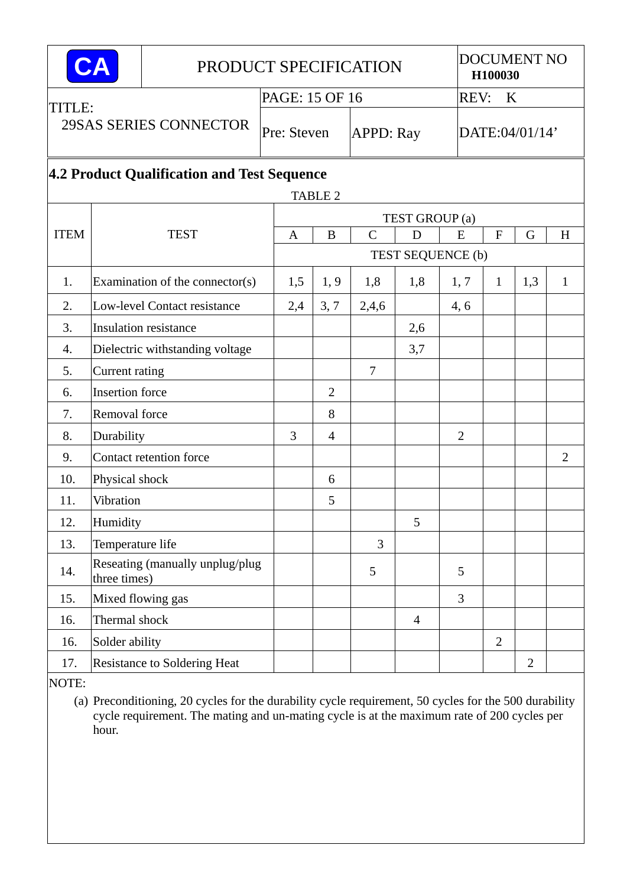## 4.2 Product Qualification and Test Sequence

TABLE 2

| ITEM | TEST | TEST GROUP (a) | | | | | | | |
|---|---|---|---|---|---|---|---|---|---|
| | | A | B | C | D | E | F | G | H |
| | | TEST SEQUENCE (b) | | | | | | | |
| 1. | Examination of the connector(s) | 1,5 | 1, 9 | 1,8 | 1,8 | 1, 7 | 1 | 1,3 | 1 |
| 2. | Low-level Contact resistance | 2,4 | 3, 7 | 2,4,6 | | 4, 6 | | | |
| 3. | Insulation resistance | | | | 2,6 | | | | |
| 4. | Dielectric withstanding voltage | | | | 3,7 | | | | |
| 5. | Current rating | | | 7 | | | | | |
| 6. | Insertion force | | 2 | | | | | | |
| 7. | Removal force | | 8 | | | | | | |
| 8. | Durability | 3 | 4 | | | 2 | | | |
| 9. | Contact retention force | | | | | | | | 2 |
| 10. | Physical shock | | 6 | | | | | | |
| 11. | Vibration | | 5 | | | | | | |
| 12. | Humidity | | | | 5 | | | | |
| 13. | Temperature life | | | 3 | | | | | |
| 14. | Reseating (manually unplug/plug three times) | | | 5 | | 5 | | | |
| 15. | Mixed flowing gas | | | | | 3 | | | |
| 16. | Thermal shock | | | | 4 | | | | |
| 16. | Solder ability | | | | | | 2 | | |
| 17. | Resistance to Soldering Heat | | | | | | | 2 | |

NOTE:

(a) Preconditioning, 20 cycles for the durability cycle requirement, 50 cycles for the 500 durability cycle requirement. The mating and un-mating cycle is at the maximum rate of 200 cycles per hour.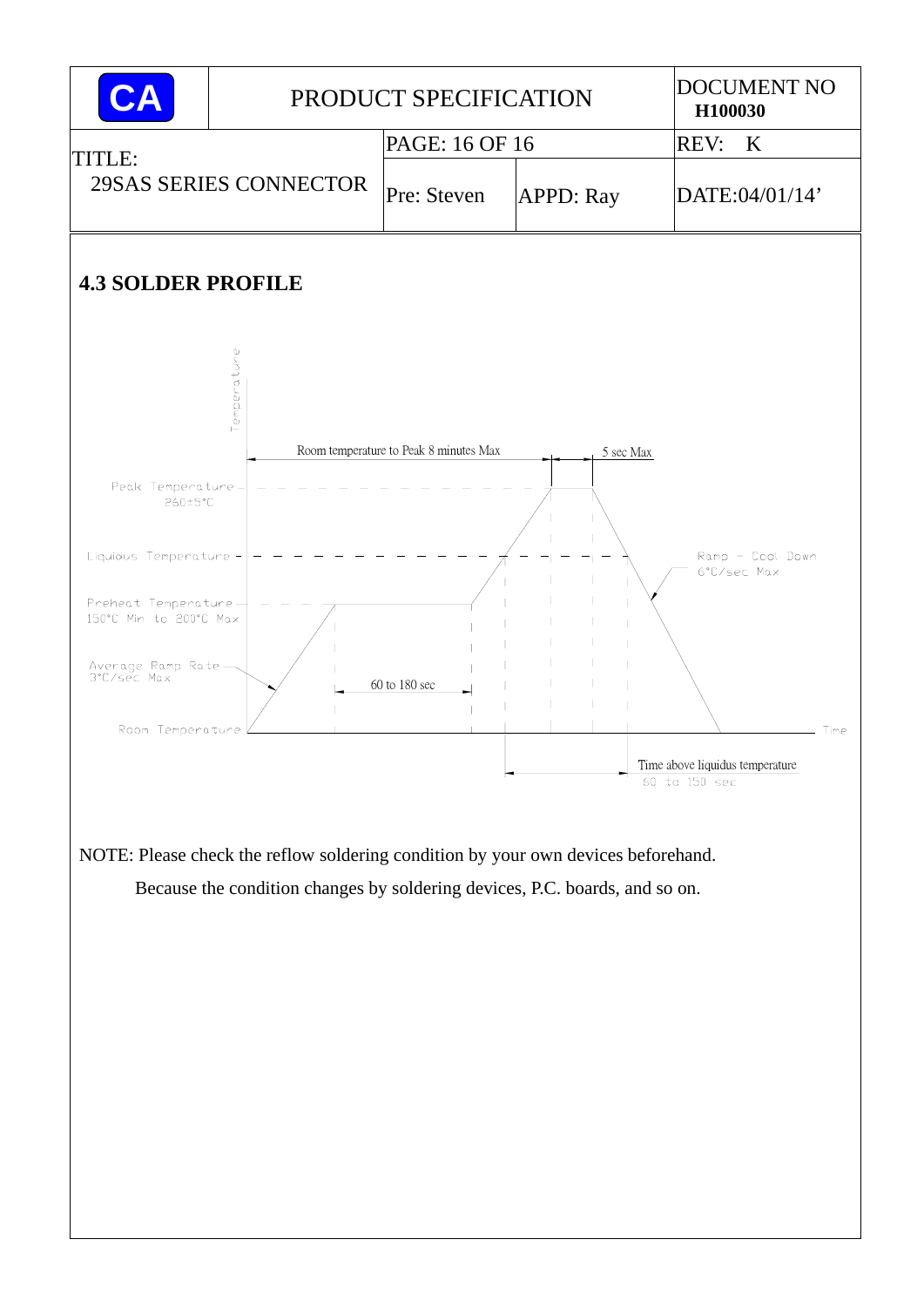## 4.3 SOLDER PROFILE

Temperature

Room temperature to Peak 8 minutes Max

5 sec Max

Peak Temperature
260±5°C

Liquidus Temperature

Ramp - Cool Down
6°C/sec Max

Preheat Temperature
150°C Min to 200°C Max

Average Ramp Rate
3°C/sec Max

60 to 180 sec

Room Temperature

Time

Time above liquidus temperature
60 to 150 sec

NOTE: Please check the reflow soldering condition by your own devices beforehand.
Because the condition changes by soldering devices, P.C. boards, and so on.